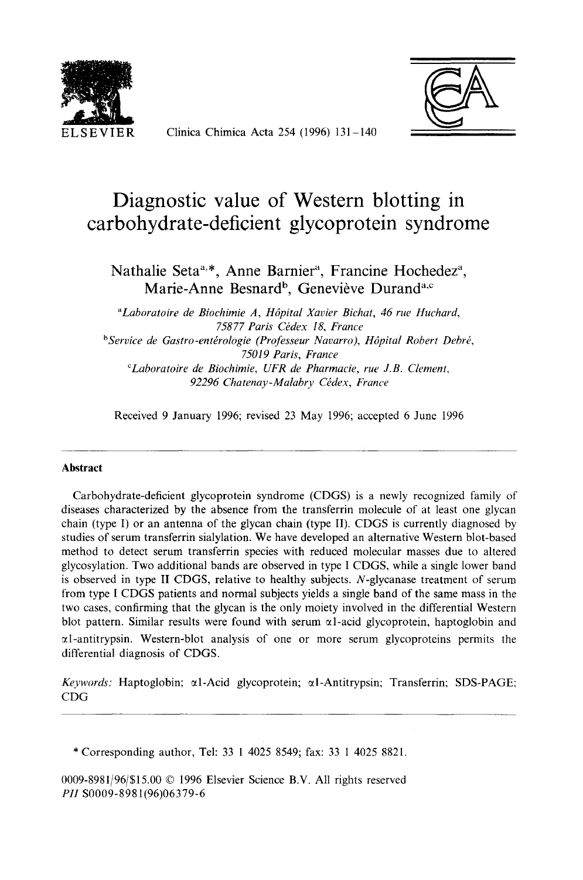# Diagnostic value of Western blotting in carbohydrate-deficient glycoprotein syndrome

Nathalie Seta[a,*], Anne Barnier[a], Francine Hochedez[a], Marie-Anne Besnard[b], Geneviève Durand[a,c]

[a]*Laboratoire de Biochimie A, Hôpital Xavier Bichat, 46 rue Huchard, 75877 Paris Cédex 18, France*

[b]*Service de Gastro-entérologie (Professeur Navarro), Hôpital Robert Debré, 75019 Paris, France*

[c]*Laboratoire de Biochimie, UFR de Pharmacie, rue J.B. Clement, 92296 Chatenay-Malabry Cédex, France*

Received 9 January 1996; revised 23 May 1996; accepted 6 June 1996

---

## Abstract

Carbohydrate-deficient glycoprotein syndrome (CDGS) is a newly recognized family of diseases characterized by the absence from the transferrin molecule of at least one glycan chain (type I) or an antenna of the glycan chain (type II). CDGS is currently diagnosed by studies of serum transferrin sialylation. We have developed an alternative Western blot-based method to detect serum transferrin species with reduced molecular masses due to altered glycosylation. Two additional bands are observed in type I CDGS, while a single lower band is observed in type II CDGS, relative to healthy subjects. *N*-glycanase treatment of serum from type I CDGS patients and normal subjects yields a single band of the same mass in the two cases, confirming that the glycan is the only moiety involved in the differential Western blot pattern. Similar results were found with serum α1-acid glycoprotein, haptoglobin and α1-antitrypsin. Western-blot analysis of one or more serum glycoproteins permits the differential diagnosis of CDGS.

*Keywords:* Haptoglobin; α1-Acid glycoprotein; α1-Antitrypsin; Transferrin; SDS-PAGE; CDG

---

\* Corresponding author, Tel: 33 1 4025 8549; fax: 33 1 4025 8821.

0009-8981/96/$15.00 © 1996 Elsevier Science B.V. All rights reserved
*PII* S0009-8981(96)06379-6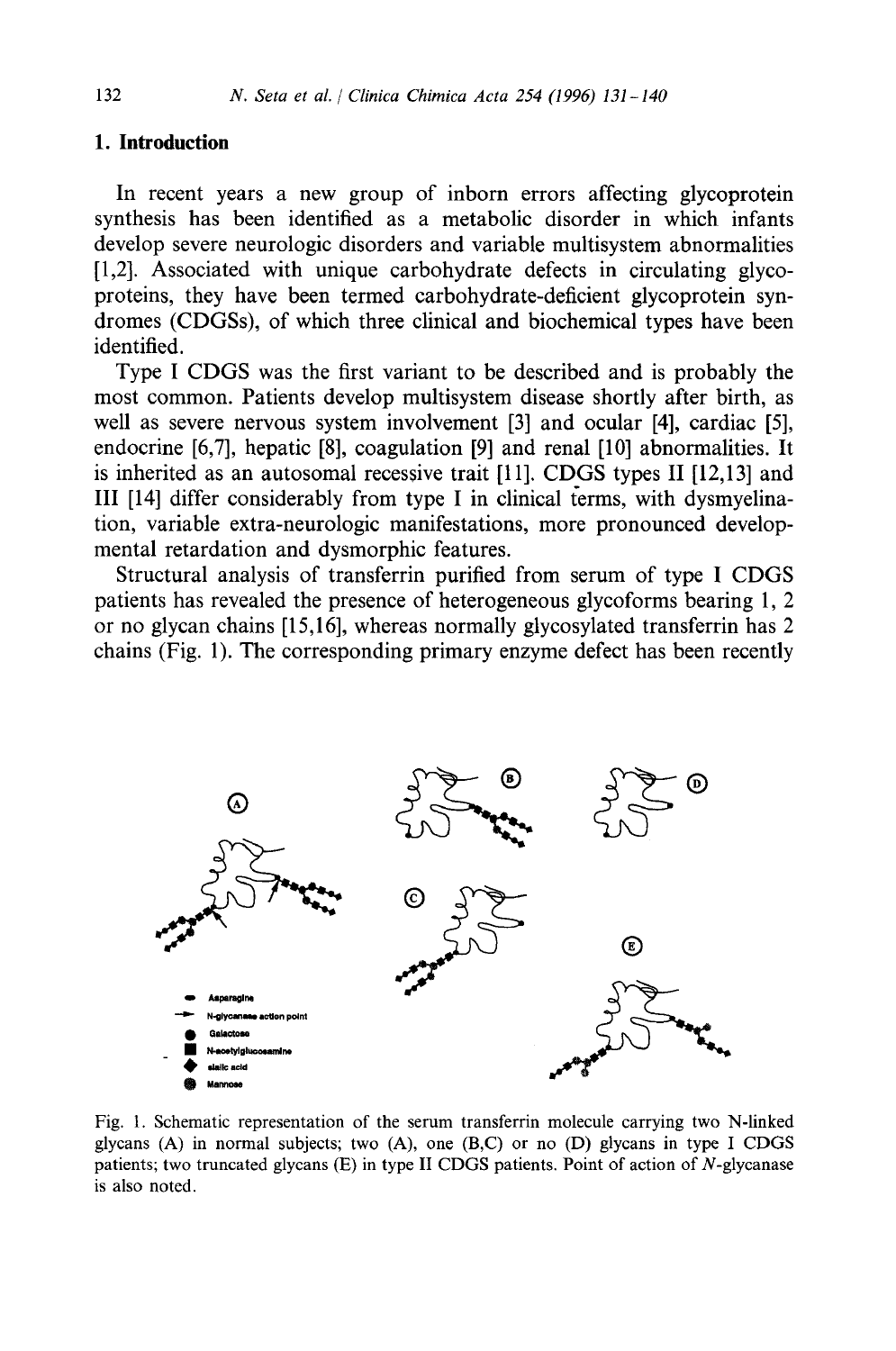## 1. Introduction

In recent years a new group of inborn errors affecting glycoprotein synthesis has been identified as a metabolic disorder in which infants develop severe neurologic disorders and variable multisystem abnormalities [1,2]. Associated with unique carbohydrate defects in circulating glycoproteins, they have been termed carbohydrate-deficient glycoprotein syndromes (CDGSs), of which three clinical and biochemical types have been identified.

Type I CDGS was the first variant to be described and is probably the most common. Patients develop multisystem disease shortly after birth, as well as severe nervous system involvement [3] and ocular [4], cardiac [5], endocrine [6,7], hepatic [8], coagulation [9] and renal [10] abnormalities. It is inherited as an autosomal recessive trait [11]. CDGS types II [12,13] and III [14] differ considerably from type I in clinical terms, with dysmyelination, variable extra-neurologic manifestations, more pronounced developmental retardation and dysmorphic features.

Structural analysis of transferrin purified from serum of type I CDGS patients has revealed the presence of heterogeneous glycoforms bearing 1, 2 or no glycan chains [15,16], whereas normally glycosylated transferrin has 2 chains (Fig. 1). The corresponding primary enzyme defect has been recently

Fig. 1. Schematic representation of the serum transferrin molecule carrying two N-linked glycans (A) in normal subjects; two (A), one (B,C) or no (D) glycans in type I CDGS patients; two truncated glycans (E) in type II CDGS patients. Point of action of *N*-glycanase is also noted.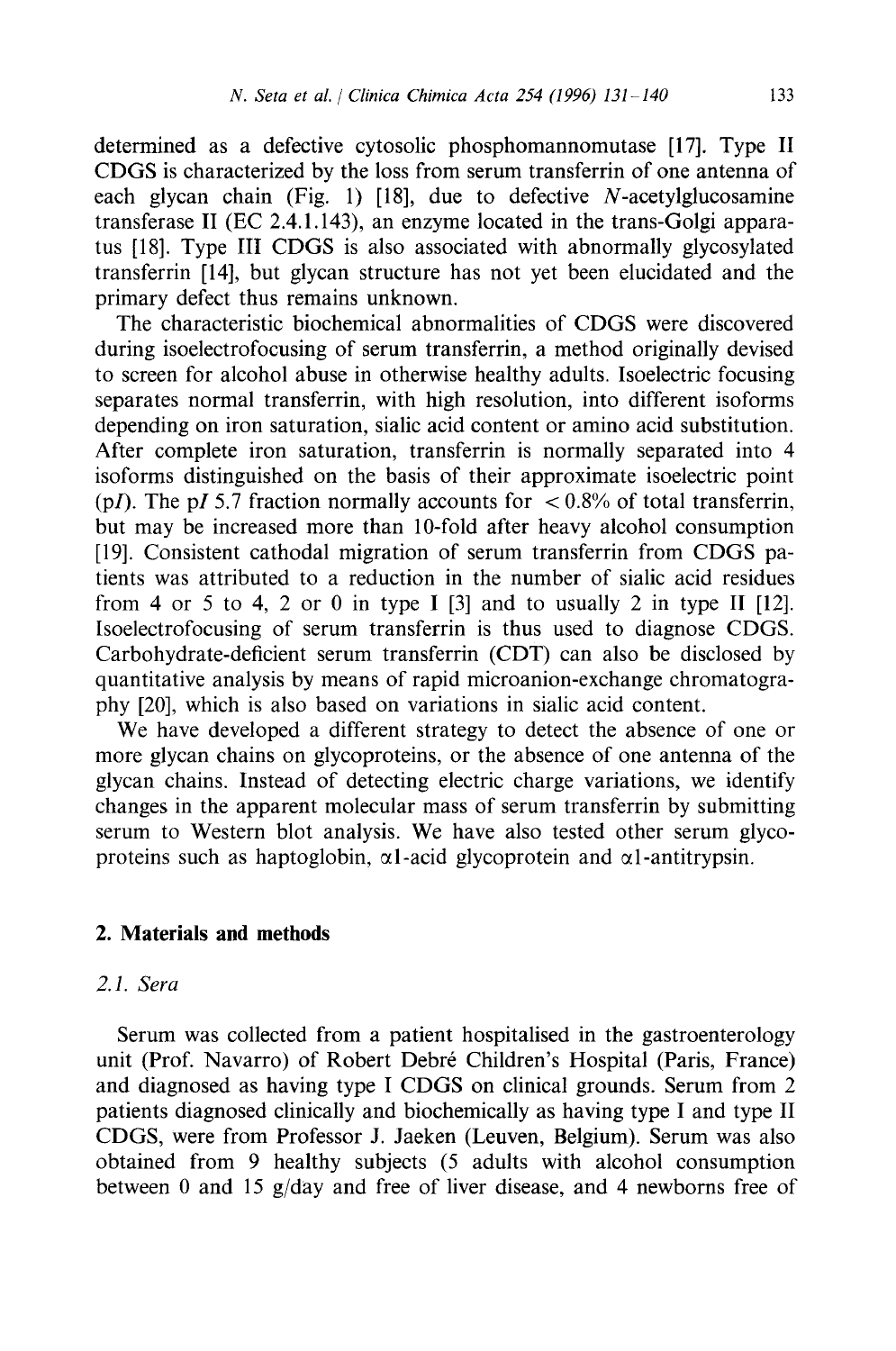determined as a defective cytosolic phosphomannomutase [17]. Type II CDGS is characterized by the loss from serum transferrin of one antenna of each glycan chain (Fig. 1) [18], due to defective *N*-acetylglucosamine transferase II (EC 2.4.1.143), an enzyme located in the trans-Golgi apparatus [18]. Type III CDGS is also associated with abnormally glycosylated transferrin [14], but glycan structure has not yet been elucidated and the primary defect thus remains unknown.

The characteristic biochemical abnormalities of CDGS were discovered during isoelectrofocusing of serum transferrin, a method originally devised to screen for alcohol abuse in otherwise healthy adults. Isoelectric focusing separates normal transferrin, with high resolution, into different isoforms depending on iron saturation, sialic acid content or amino acid substitution. After complete iron saturation, transferrin is normally separated into 4 isoforms distinguished on the basis of their approximate isoelectric point (p*I*). The p*I* 5.7 fraction normally accounts for $< 0.8\%$ of total transferrin, but may be increased more than 10-fold after heavy alcohol consumption [19]. Consistent cathodal migration of serum transferrin from CDGS patients was attributed to a reduction in the number of sialic acid residues from 4 or 5 to 4, 2 or 0 in type I [3] and to usually 2 in type II [12]. Isoelectrofocusing of serum transferrin is thus used to diagnose CDGS. Carbohydrate-deficient serum transferrin (CDT) can also be disclosed by quantitative analysis by means of rapid microanion-exchange chromatography [20], which is also based on variations in sialic acid content.

We have developed a different strategy to detect the absence of one or more glycan chains on glycoproteins, or the absence of one antenna of the glycan chains. Instead of detecting electric charge variations, we identify changes in the apparent molecular mass of serum transferrin by submitting serum to Western blot analysis. We have also tested other serum glycoproteins such as haptoglobin, $\alpha$1-acid glycoprotein and $\alpha$1-antitrypsin.

## 2. Materials and methods

### 2.1. Sera

Serum was collected from a patient hospitalised in the gastroenterology unit (Prof. Navarro) of Robert Debré Children's Hospital (Paris, France) and diagnosed as having type I CDGS on clinical grounds. Serum from 2 patients diagnosed clinically and biochemically as having type I and type II CDGS, were from Professor J. Jaeken (Leuven, Belgium). Serum was also obtained from 9 healthy subjects (5 adults with alcohol consumption between 0 and 15 g/day and free of liver disease, and 4 newborns free of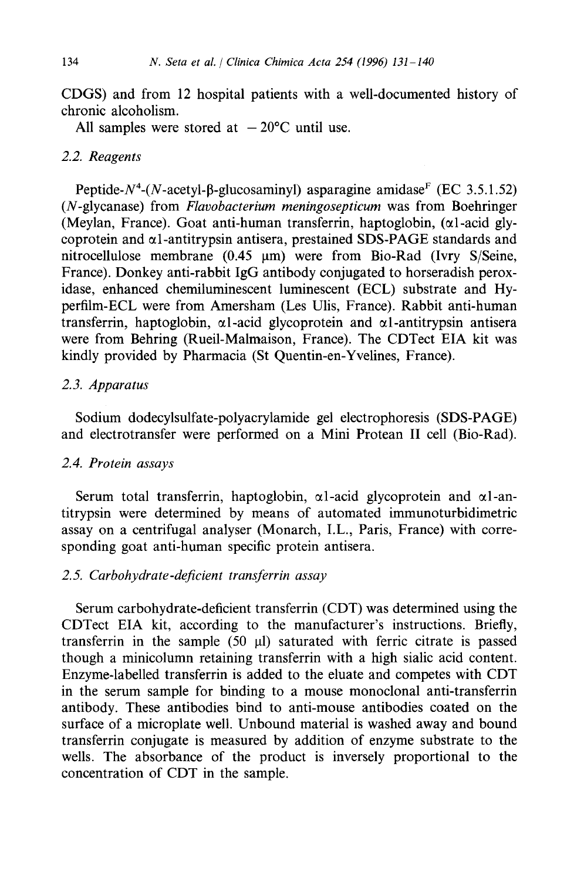CDGS) and from 12 hospital patients with a well-documented history of chronic alcoholism.

All samples were stored at $-20°C$ until use.

### 2.2. Reagents

Peptide-$N^4$-($N$-acetyl-β-glucosaminyl) asparagine amidase$^F$ (EC 3.5.1.52) (*N*-glycanase) from *Flavobacterium meningosepticum* was from Boehringer (Meylan, France). Goat anti-human transferrin, haptoglobin, (α1-acid glycoprotein and α1-antitrypsin antisera, prestained SDS-PAGE standards and nitrocellulose membrane (0.45 μm) were from Bio-Rad (Ivry S/Seine, France). Donkey anti-rabbit IgG antibody conjugated to horseradish peroxidase, enhanced chemiluminescent luminescent (ECL) substrate and Hyperfilm-ECL were from Amersham (Les Ulis, France). Rabbit anti-human transferrin, haptoglobin, α1-acid glycoprotein and α1-antitrypsin antisera were from Behring (Rueil-Malmaison, France). The CDTect EIA kit was kindly provided by Pharmacia (St Quentin-en-Yvelines, France).

### 2.3. Apparatus

Sodium dodecylsulfate-polyacrylamide gel electrophoresis (SDS-PAGE) and electrotransfer were performed on a Mini Protean II cell (Bio-Rad).

### 2.4. Protein assays

Serum total transferrin, haptoglobin, α1-acid glycoprotein and α1-antitrypsin were determined by means of automated immunoturbidimetric assay on a centrifugal analyser (Monarch, I.L., Paris, France) with corresponding goat anti-human specific protein antisera.

### 2.5. Carbohydrate-deficient transferrin assay

Serum carbohydrate-deficient transferrin (CDT) was determined using the CDTect EIA kit, according to the manufacturer's instructions. Briefly, transferrin in the sample (50 μl) saturated with ferric citrate is passed though a minicolumn retaining transferrin with a high sialic acid content. Enzyme-labelled transferrin is added to the eluate and competes with CDT in the serum sample for binding to a mouse monoclonal anti-transferrin antibody. These antibodies bind to anti-mouse antibodies coated on the surface of a microplate well. Unbound material is washed away and bound transferrin conjugate is measured by addition of enzyme substrate to the wells. The absorbance of the product is inversely proportional to the concentration of CDT in the sample.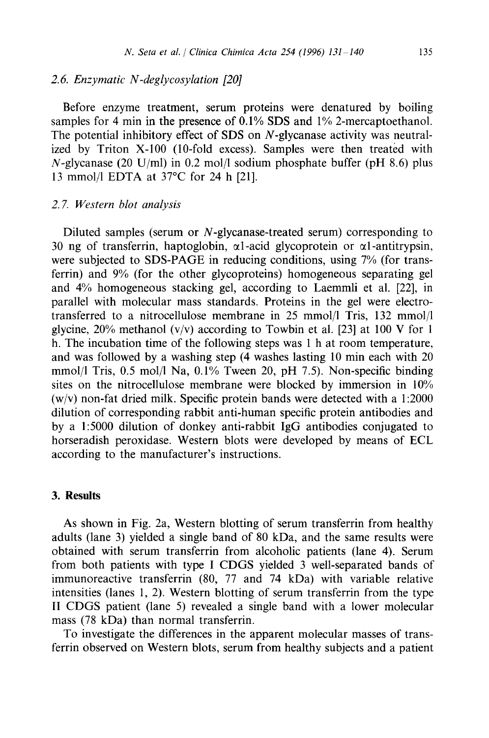### 2.6. Enzymatic *N*-deglycosylation [20]

Before enzyme treatment, serum proteins were denatured by boiling samples for 4 min in the presence of 0.1% SDS and 1% 2-mercaptoethanol. The potential inhibitory effect of SDS on *N*-glycanase activity was neutralized by Triton X-100 (10-fold excess). Samples were then treated with *N*-glycanase (20 U/ml) in 0.2 mol/l sodium phosphate buffer (pH 8.6) plus 13 mmol/l EDTA at 37°C for 24 h [21].

### 2.7. Western blot analysis

Diluted samples (serum or *N*-glycanase-treated serum) corresponding to 30 ng of transferrin, haptoglobin, α1-acid glycoprotein or α1-antitrypsin, were subjected to SDS-PAGE in reducing conditions, using 7% (for transferrin) and 9% (for the other glycoproteins) homogeneous separating gel and 4% homogeneous stacking gel, according to Laemmli et al. [22], in parallel with molecular mass standards. Proteins in the gel were electrotransferred to a nitrocellulose membrane in 25 mmol/l Tris, 132 mmol/l glycine, 20% methanol (v/v) according to Towbin et al. [23] at 100 V for 1 h. The incubation time of the following steps was 1 h at room temperature, and was followed by a washing step (4 washes lasting 10 min each with 20 mmol/l Tris, 0.5 mol/l Na, 0.1% Tween 20, pH 7.5). Non-specific binding sites on the nitrocellulose membrane were blocked by immersion in 10% (w/v) non-fat dried milk. Specific protein bands were detected with a 1:2000 dilution of corresponding rabbit anti-human specific protein antibodies and by a 1:5000 dilution of donkey anti-rabbit IgG antibodies conjugated to horseradish peroxidase. Western blots were developed by means of ECL according to the manufacturer's instructions.

## 3. Results

As shown in Fig. 2a, Western blotting of serum transferrin from healthy adults (lane 3) yielded a single band of 80 kDa, and the same results were obtained with serum transferrin from alcoholic patients (lane 4). Serum from both patients with type I CDGS yielded 3 well-separated bands of immunoreactive transferrin (80, 77 and 74 kDa) with variable relative intensities (lanes 1, 2). Western blotting of serum transferrin from the type II CDGS patient (lane 5) revealed a single band with a lower molecular mass (78 kDa) than normal transferrin.

To investigate the differences in the apparent molecular masses of transferrin observed on Western blots, serum from healthy subjects and a patient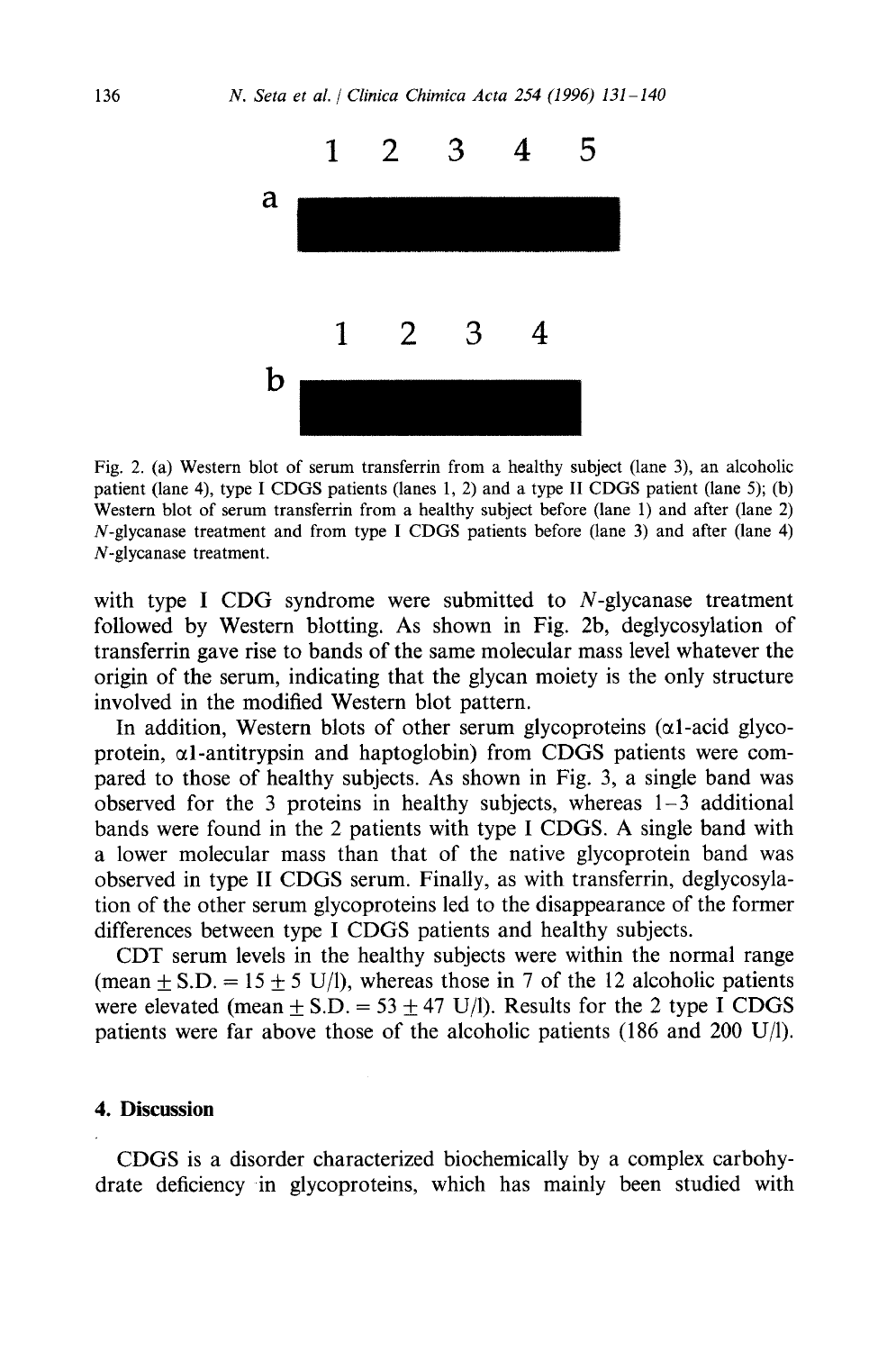1 2 3 4 5

a

1 2 3 4

b

Fig. 2. (a) Western blot of serum transferrin from a healthy subject (lane 3), an alcoholic patient (lane 4), type I CDGS patients (lanes 1, 2) and a type II CDGS patient (lane 5); (b) Western blot of serum transferrin from a healthy subject before (lane 1) and after (lane 2) *N*-glycanase treatment and from type I CDGS patients before (lane 3) and after (lane 4) *N*-glycanase treatment.

with type I CDG syndrome were submitted to *N*-glycanase treatment followed by Western blotting. As shown in Fig. 2b, deglycosylation of transferrin gave rise to bands of the same molecular mass level whatever the origin of the serum, indicating that the glycan moiety is the only structure involved in the modified Western blot pattern.

In addition, Western blots of other serum glycoproteins (α1-acid glycoprotein, α1-antitrypsin and haptoglobin) from CDGS patients were compared to those of healthy subjects. As shown in Fig. 3, a single band was observed for the 3 proteins in healthy subjects, whereas 1–3 additional bands were found in the 2 patients with type I CDGS. A single band with a lower molecular mass than that of the native glycoprotein band was observed in type II CDGS serum. Finally, as with transferrin, deglycosylation of the other serum glycoproteins led to the disappearance of the former differences between type I CDGS patients and healthy subjects.

CDT serum levels in the healthy subjects were within the normal range (mean $\pm$ S.D. = 15 $\pm$ 5 U/l), whereas those in 7 of the 12 alcoholic patients were elevated (mean $\pm$ S.D. = 53 $\pm$ 47 U/l). Results for the 2 type I CDGS patients were far above those of the alcoholic patients (186 and 200 U/l).

## 4. Discussion

CDGS is a disorder characterized biochemically by a complex carbohydrate deficiency in glycoproteins, which has mainly been studied with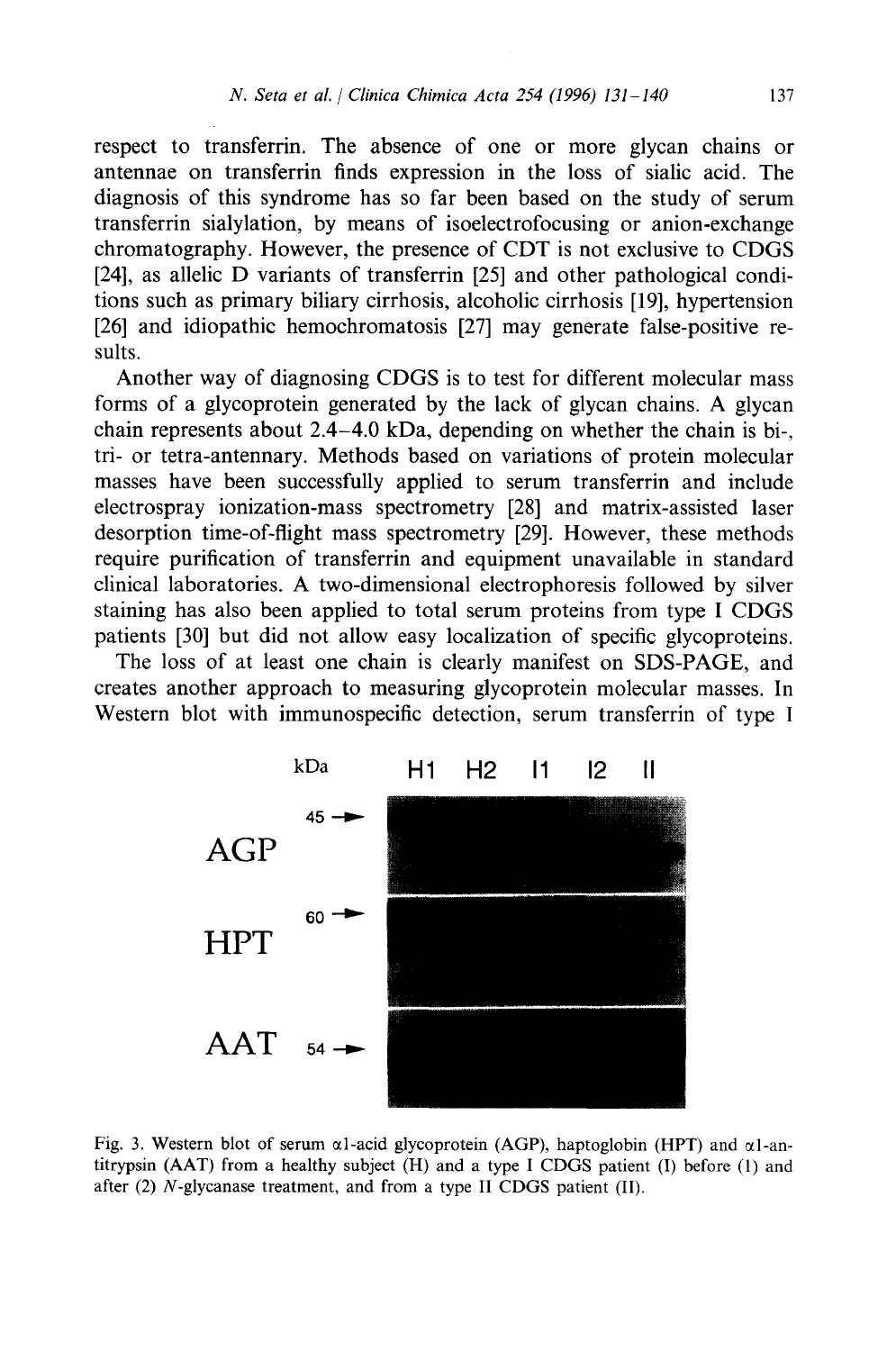respect to transferrin. The absence of one or more glycan chains or antennae on transferrin finds expression in the loss of sialic acid. The diagnosis of this syndrome has so far been based on the study of serum transferrin sialylation, by means of isoelectrofocusing or anion-exchange chromatography. However, the presence of CDT is not exclusive to CDGS [24], as allelic D variants of transferrin [25] and other pathological conditions such as primary biliary cirrhosis, alcoholic cirrhosis [19], hypertension [26] and idiopathic hemochromatosis [27] may generate false-positive results.

Another way of diagnosing CDGS is to test for different molecular mass forms of a glycoprotein generated by the lack of glycan chains. A glycan chain represents about 2.4–4.0 kDa, depending on whether the chain is bi-, tri- or tetra-antennary. Methods based on variations of protein molecular masses have been successfully applied to serum transferrin and include electrospray ionization-mass spectrometry [28] and matrix-assisted laser desorption time-of-flight mass spectrometry [29]. However, these methods require purification of transferrin and equipment unavailable in standard clinical laboratories. A two-dimensional electrophoresis followed by silver staining has also been applied to total serum proteins from type I CDGS patients [30] but did not allow easy localization of specific glycoproteins.

The loss of at least one chain is clearly manifest on SDS-PAGE, and creates another approach to measuring glycoprotein molecular masses. In Western blot with immunospecific detection, serum transferrin of type I

Fig. 3. Western blot of serum α1-acid glycoprotein (AGP), haptoglobin (HPT) and α1-antitrypsin (AAT) from a healthy subject (H) and a type I CDGS patient (I) before (1) and after (2) *N*-glycanase treatment, and from a type II CDGS patient (II).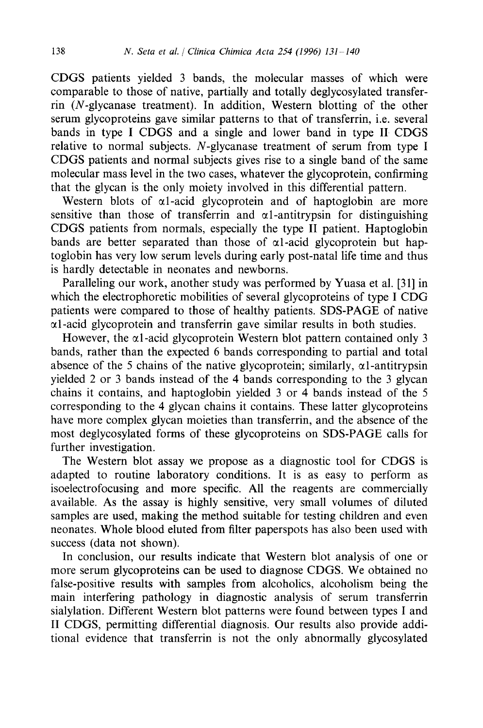CDGS patients yielded 3 bands, the molecular masses of which were comparable to those of native, partially and totally deglycosylated transferrin (*N*-glycanase treatment). In addition, Western blotting of the other serum glycoproteins gave similar patterns to that of transferrin, i.e. several bands in type I CDGS and a single and lower band in type II CDGS relative to normal subjects. *N*-glycanase treatment of serum from type I CDGS patients and normal subjects gives rise to a single band of the same molecular mass level in the two cases, whatever the glycoprotein, confirming that the glycan is the only moiety involved in this differential pattern.

Western blots of α1-acid glycoprotein and of haptoglobin are more sensitive than those of transferrin and α1-antitrypsin for distinguishing CDGS patients from normals, especially the type II patient. Haptoglobin bands are better separated than those of α1-acid glycoprotein but haptoglobin has very low serum levels during early post-natal life time and thus is hardly detectable in neonates and newborns.

Paralleling our work, another study was performed by Yuasa et al. [31] in which the electrophoretic mobilities of several glycoproteins of type I CDG patients were compared to those of healthy patients. SDS-PAGE of native α1-acid glycoprotein and transferrin gave similar results in both studies.

However, the α1-acid glycoprotein Western blot pattern contained only 3 bands, rather than the expected 6 bands corresponding to partial and total absence of the 5 chains of the native glycoprotein; similarly, α1-antitrypsin yielded 2 or 3 bands instead of the 4 bands corresponding to the 3 glycan chains it contains, and haptoglobin yielded 3 or 4 bands instead of the 5 corresponding to the 4 glycan chains it contains. These latter glycoproteins have more complex glycan moieties than transferrin, and the absence of the most deglycosylated forms of these glycoproteins on SDS-PAGE calls for further investigation.

The Western blot assay we propose as a diagnostic tool for CDGS is adapted to routine laboratory conditions. It is as easy to perform as isoelectrofocusing and more specific. All the reagents are commercially available. As the assay is highly sensitive, very small volumes of diluted samples are used, making the method suitable for testing children and even neonates. Whole blood eluted from filter paperspots has also been used with success (data not shown).

In conclusion, our results indicate that Western blot analysis of one or more serum glycoproteins can be used to diagnose CDGS. We obtained no false-positive results with samples from alcoholics, alcoholism being the main interfering pathology in diagnostic analysis of serum transferrin sialylation. Different Western blot patterns were found between types I and II CDGS, permitting differential diagnosis. Our results also provide additional evidence that transferrin is not the only abnormally glycosylated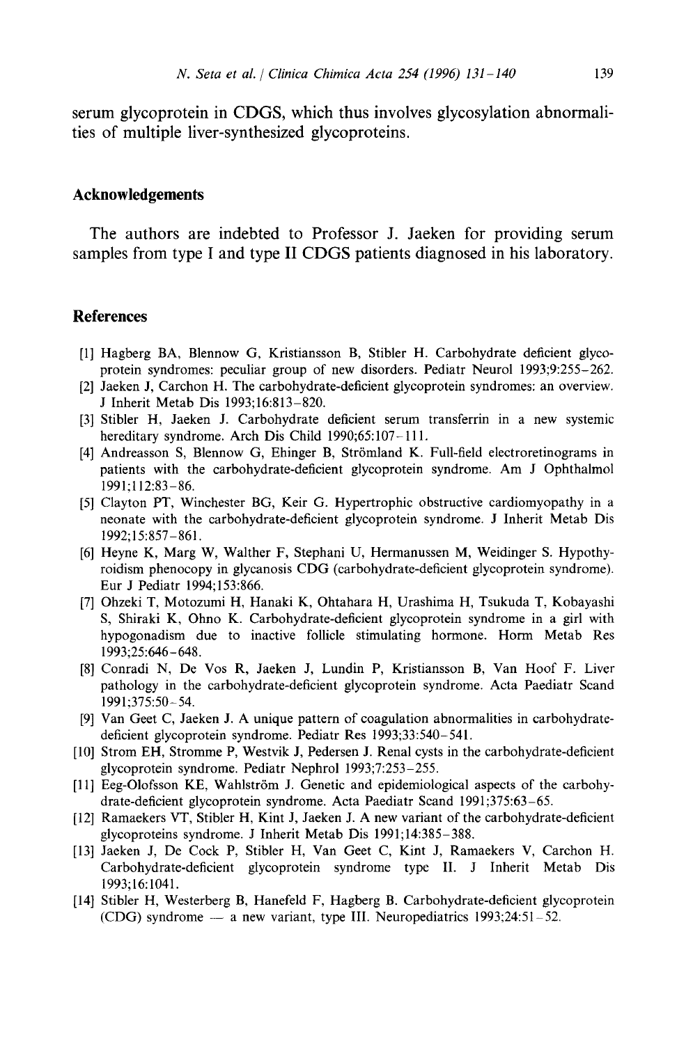serum glycoprotein in CDGS, which thus involves glycosylation abnormalities of multiple liver-synthesized glycoproteins.

## Acknowledgements

The authors are indebted to Professor J. Jaeken for providing serum samples from type I and type II CDGS patients diagnosed in his laboratory.

## References

[1] Hagberg BA, Blennow G, Kristiansson B, Stibler H. Carbohydrate deficient glycoprotein syndromes: peculiar group of new disorders. Pediatr Neurol 1993;9:255–262.

[2] Jaeken J, Carchon H. The carbohydrate-deficient glycoprotein syndromes: an overview. J Inherit Metab Dis 1993;16:813–820.

[3] Stibler H, Jaeken J. Carbohydrate deficient serum transferrin in a new systemic hereditary syndrome. Arch Dis Child 1990;65:107–111.

[4] Andreasson S, Blennow G, Ehinger B, Strömland K. Full-field electroretinograms in patients with the carbohydrate-deficient glycoprotein syndrome. Am J Ophthalmol 1991;112:83–86.

[5] Clayton PT, Winchester BG, Keir G. Hypertrophic obstructive cardiomyopathy in a neonate with the carbohydrate-deficient glycoprotein syndrome. J Inherit Metab Dis 1992;15:857–861.

[6] Heyne K, Marg W, Walther F, Stephani U, Hermanussen M, Weidinger S. Hypothyroidism phenocopy in glycanosis CDG (carbohydrate-deficient glycoprotein syndrome). Eur J Pediatr 1994;153:866.

[7] Ohzeki T, Motozumi H, Hanaki K, Ohtahara H, Urashima H, Tsukuda T, Kobayashi S, Shiraki K, Ohno K. Carbohydrate-deficient glycoprotein syndrome in a girl with hypogonadism due to inactive follicle stimulating hormone. Horm Metab Res 1993;25:646–648.

[8] Conradi N, De Vos R, Jaeken J, Lundin P, Kristiansson B, Van Hoof F. Liver pathology in the carbohydrate-deficient glycoprotein syndrome. Acta Paediatr Scand 1991;375:50–54.

[9] Van Geet C, Jaeken J. A unique pattern of coagulation abnormalities in carbohydrate-deficient glycoprotein syndrome. Pediatr Res 1993;33:540–541.

[10] Strom EH, Stromme P, Westvik J, Pedersen J. Renal cysts in the carbohydrate-deficient glycoprotein syndrome. Pediatr Nephrol 1993;7:253–255.

[11] Eeg-Olofsson KE, Wahlström J. Genetic and epidemiological aspects of the carbohydrate-deficient glycoprotein syndrome. Acta Paediatr Scand 1991;375:63–65.

[12] Ramaekers VT, Stibler H, Kint J, Jaeken J. A new variant of the carbohydrate-deficient glycoproteins syndrome. J Inherit Metab Dis 1991;14:385–388.

[13] Jaeken J, De Cock P, Stibler H, Van Geet C, Kint J, Ramaekers V, Carchon H. Carbohydrate-deficient glycoprotein syndrome type II. J Inherit Metab Dis 1993;16:1041.

[14] Stibler H, Westerberg B, Hanefeld F, Hagberg B. Carbohydrate-deficient glycoprotein (CDG) syndrome — a new variant, type III. Neuropediatrics 1993;24:51–52.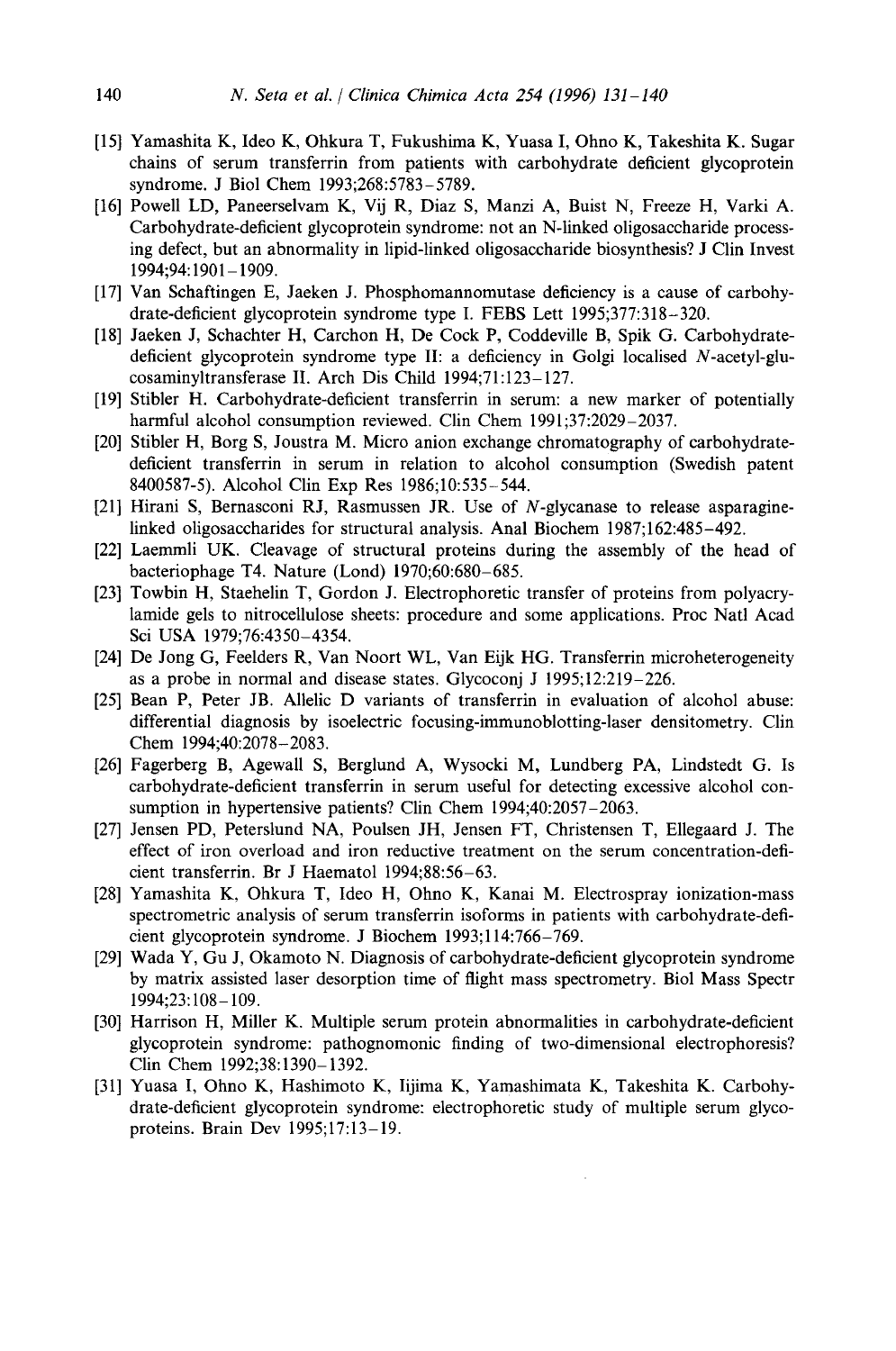[15] Yamashita K, Ideo K, Ohkura T, Fukushima K, Yuasa I, Ohno K, Takeshita K. Sugar chains of serum transferrin from patients with carbohydrate deficient glycoprotein syndrome. J Biol Chem 1993;268:5783–5789.

[16] Powell LD, Paneerselvam K, Vij R, Diaz S, Manzi A, Buist N, Freeze H, Varki A. Carbohydrate-deficient glycoprotein syndrome: not an N-linked oligosaccharide processing defect, but an abnormality in lipid-linked oligosaccharide biosynthesis? J Clin Invest 1994;94:1901–1909.

[17] Van Schaftingen E, Jaeken J. Phosphomannomutase deficiency is a cause of carbohydrate-deficient glycoprotein syndrome type I. FEBS Lett 1995;377:318–320.

[18] Jaeken J, Schachter H, Carchon H, De Cock P, Coddeville B, Spik G. Carbohydrate-deficient glycoprotein syndrome type II: a deficiency in Golgi localised *N*-acetyl-glucosaminyltransferase II. Arch Dis Child 1994;71:123–127.

[19] Stibler H. Carbohydrate-deficient transferrin in serum: a new marker of potentially harmful alcohol consumption reviewed. Clin Chem 1991;37:2029–2037.

[20] Stibler H, Borg S, Joustra M. Micro anion exchange chromatography of carbohydrate-deficient transferrin in serum in relation to alcohol consumption (Swedish patent 8400587-5). Alcohol Clin Exp Res 1986;10:535–544.

[21] Hirani S, Bernasconi RJ, Rasmussen JR. Use of *N*-glycanase to release asparagine-linked oligosaccharides for structural analysis. Anal Biochem 1987;162:485–492.

[22] Laemmli UK. Cleavage of structural proteins during the assembly of the head of bacteriophage T4. Nature (Lond) 1970;60:680–685.

[23] Towbin H, Staehelin T, Gordon J. Electrophoretic transfer of proteins from polyacrylamide gels to nitrocellulose sheets: procedure and some applications. Proc Natl Acad Sci USA 1979;76:4350–4354.

[24] De Jong G, Feelders R, Van Noort WL, Van Eijk HG. Transferrin microheterogeneity as a probe in normal and disease states. Glycoconj J 1995;12:219–226.

[25] Bean P, Peter JB. Allelic D variants of transferrin in evaluation of alcohol abuse: differential diagnosis by isoelectric focusing-immunoblotting-laser densitometry. Clin Chem 1994;40:2078–2083.

[26] Fagerberg B, Agewall S, Berglund A, Wysocki M, Lundberg PA, Lindstedt G. Is carbohydrate-deficient transferrin in serum useful for detecting excessive alcohol consumption in hypertensive patients? Clin Chem 1994;40:2057–2063.

[27] Jensen PD, Peterslund NA, Poulsen JH, Jensen FT, Christensen T, Ellegaard J. The effect of iron overload and iron reductive treatment on the serum concentration-deficient transferrin. Br J Haematol 1994;88:56–63.

[28] Yamashita K, Ohkura T, Ideo H, Ohno K, Kanai M. Electrospray ionization-mass spectrometric analysis of serum transferrin isoforms in patients with carbohydrate-deficient glycoprotein syndrome. J Biochem 1993;114:766–769.

[29] Wada Y, Gu J, Okamoto N. Diagnosis of carbohydrate-deficient glycoprotein syndrome by matrix assisted laser desorption time of flight mass spectrometry. Biol Mass Spectr 1994;23:108–109.

[30] Harrison H, Miller K. Multiple serum protein abnormalities in carbohydrate-deficient glycoprotein syndrome: pathognomonic finding of two-dimensional electrophoresis? Clin Chem 1992;38:1390–1392.

[31] Yuasa I, Ohno K, Hashimoto K, Iijima K, Yamashimata K, Takeshita K. Carbohydrate-deficient glycoprotein syndrome: electrophoretic study of multiple serum glycoproteins. Brain Dev 1995;17:13–19.